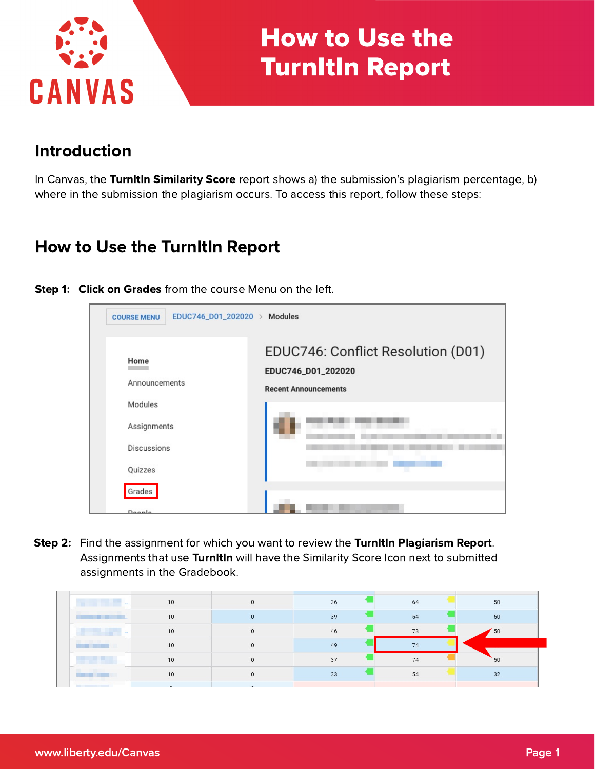# How to Use the TurnItIn Report

## Introduction

In Canvas, the **TurnItIn Similarity Score** report shows a) the submission's plagiarism percentage, b) where in the submission the plagiarism occurs. To access this report, follow these steps:

## How to Use the TurnItIn Report

**Step 1: Click on Grades** from the course Menu on the left.

**Step 2:** Find the assignment for which you want to review the **TurnItIn Plagiarism Report**. Assignments that use **TurnItIn** will have the Similarity Score Icon next to submitted assignments in the Gradebook.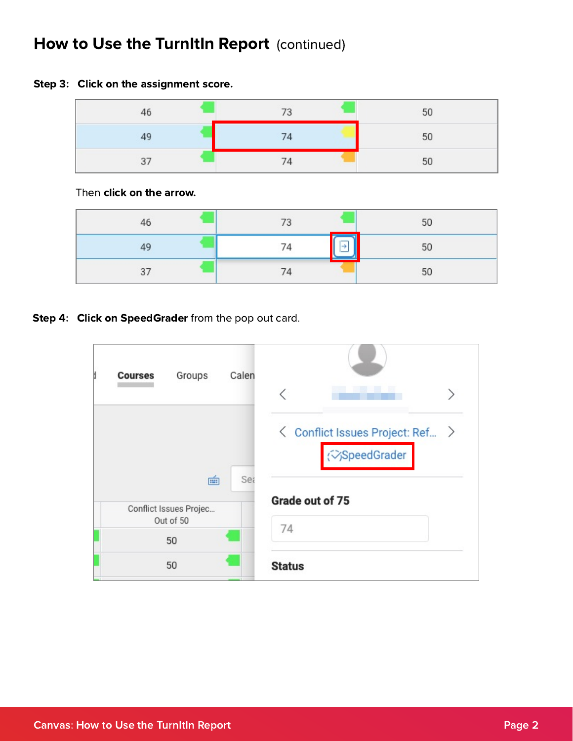# How to Use the TurnItIn Report (continued)

**Step 3: Click on the assignment score.**

Then **click on the arrow.**

**Step 4: Click on SpeedGrader** from the pop out card.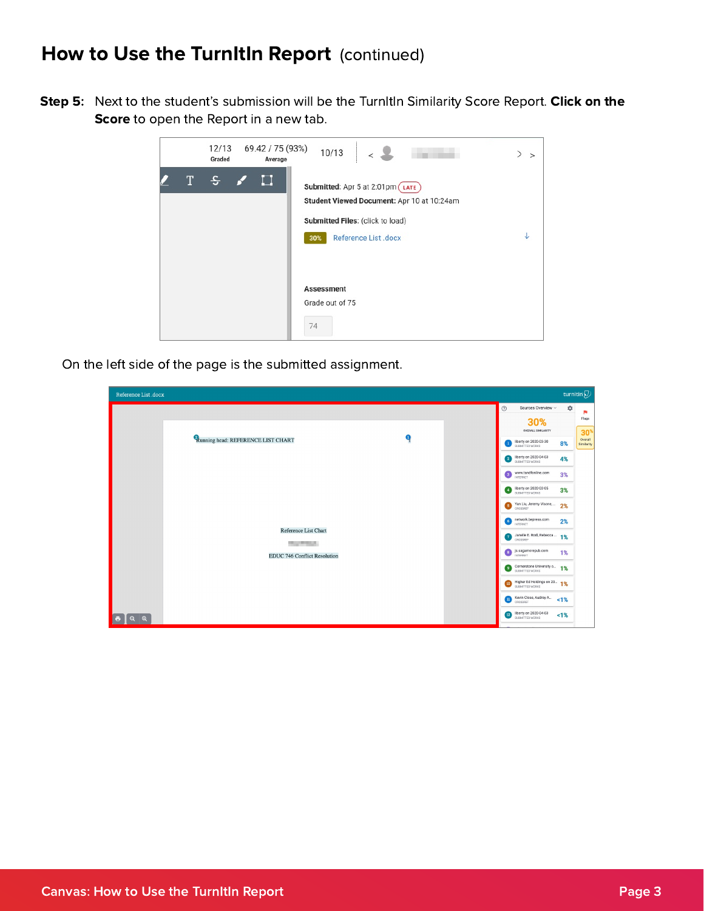## How to Use the TurnItIn Report (continued)

**Step 5:** Next to the student's submission will be the TurnItIn Similarity Score Report. **Click on the Score** to open the Report in a new tab.

On the left side of the page is the submitted assignment.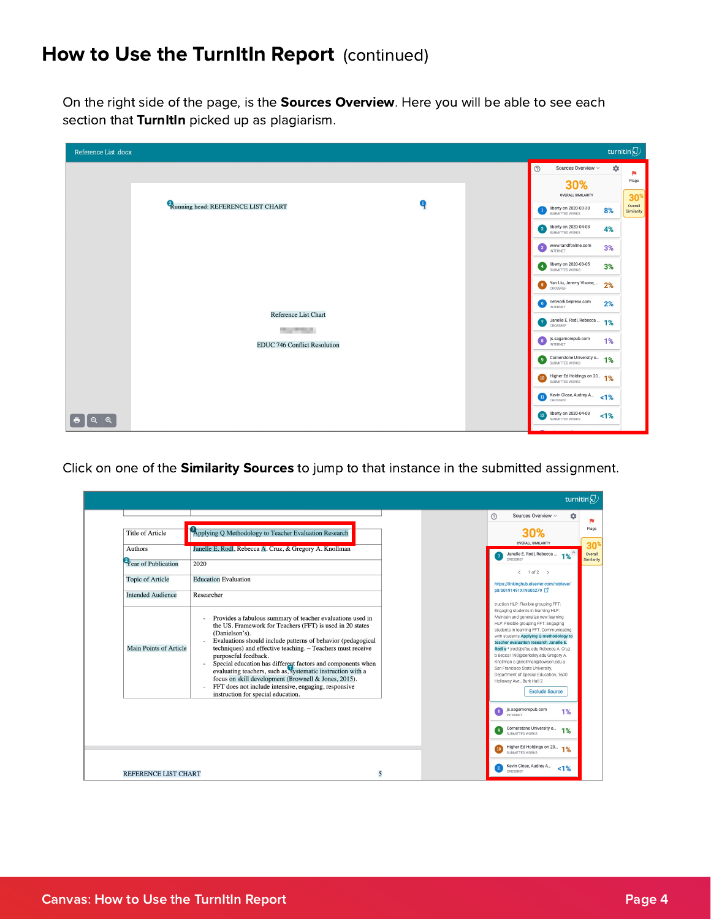## How to Use the TurnItIn Report (continued)

On the right side of the page, is the **Sources Overview**. Here you will be able to see each section that **TurnItIn** picked up as plagiarism.

Click on one of the **Similarity Sources** to jump to that instance in the submitted assignment.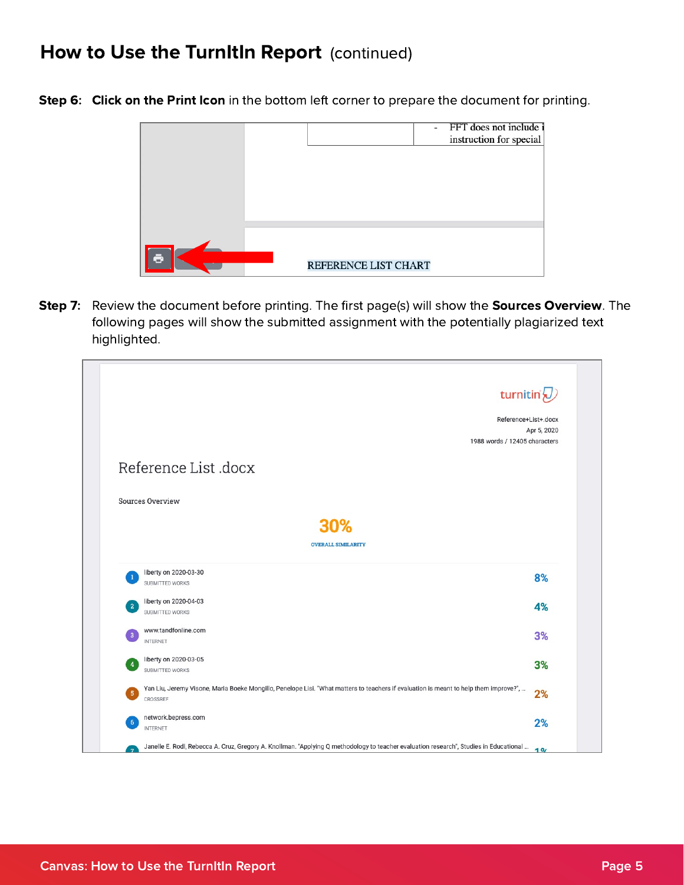## How to Use the TurnItIn Report (continued)

**Step 6: Click on the Print Icon** in the bottom left corner to prepare the document for printing.

**Step 7:** Review the document before printing. The first page(s) will show the **Sources Overview**. The following pages will show the submitted assignment with the potentially plagiarized text highlighted.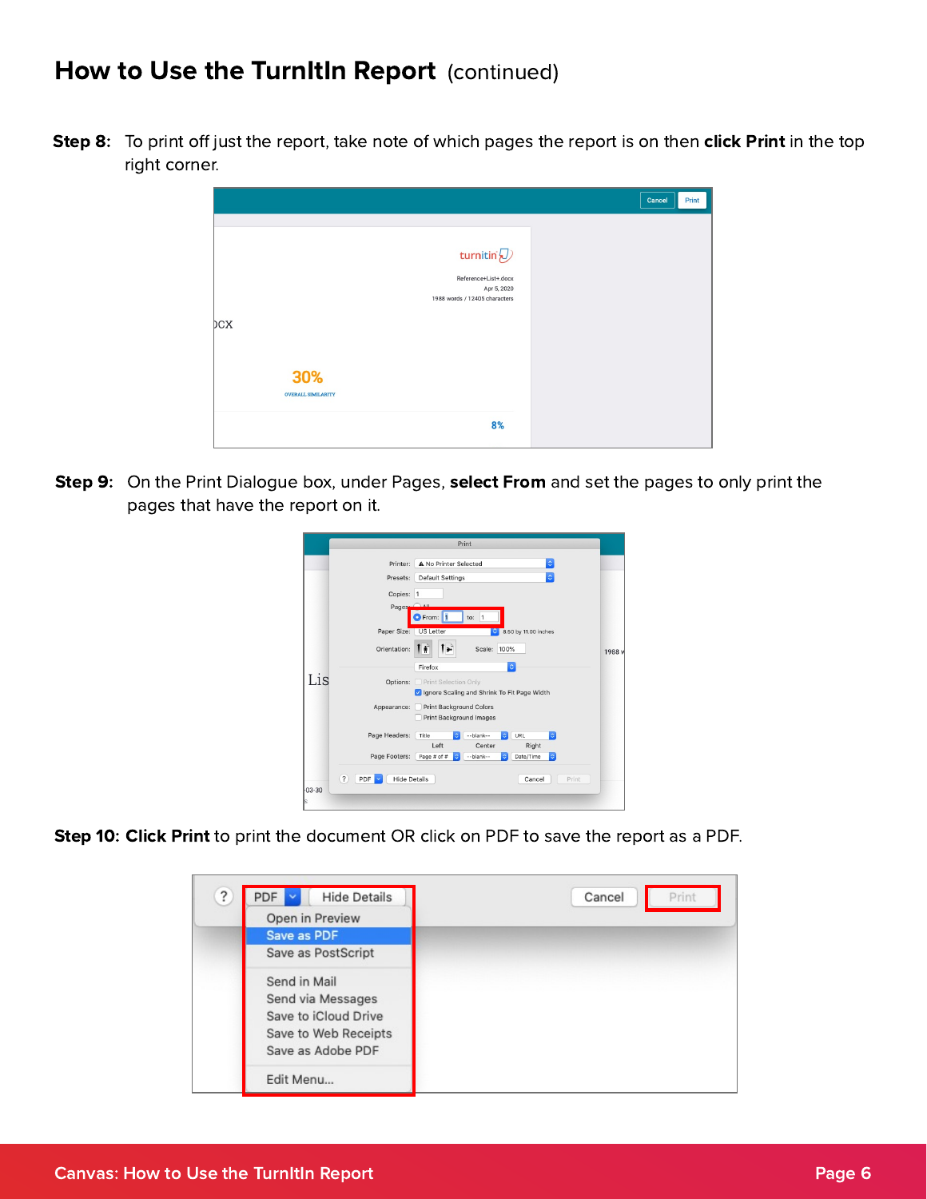## How to Use the TurnItIn Report (continued)

**Step 8:** To print off just the report, take note of which pages the report is on then **click Print** in the top right corner.

**Step 9:** On the Print Dialogue box, under Pages, **select From** and set the pages to only print the pages that have the report on it.

**Step 10: Click Print** to print the document OR click on PDF to save the report as a PDF.